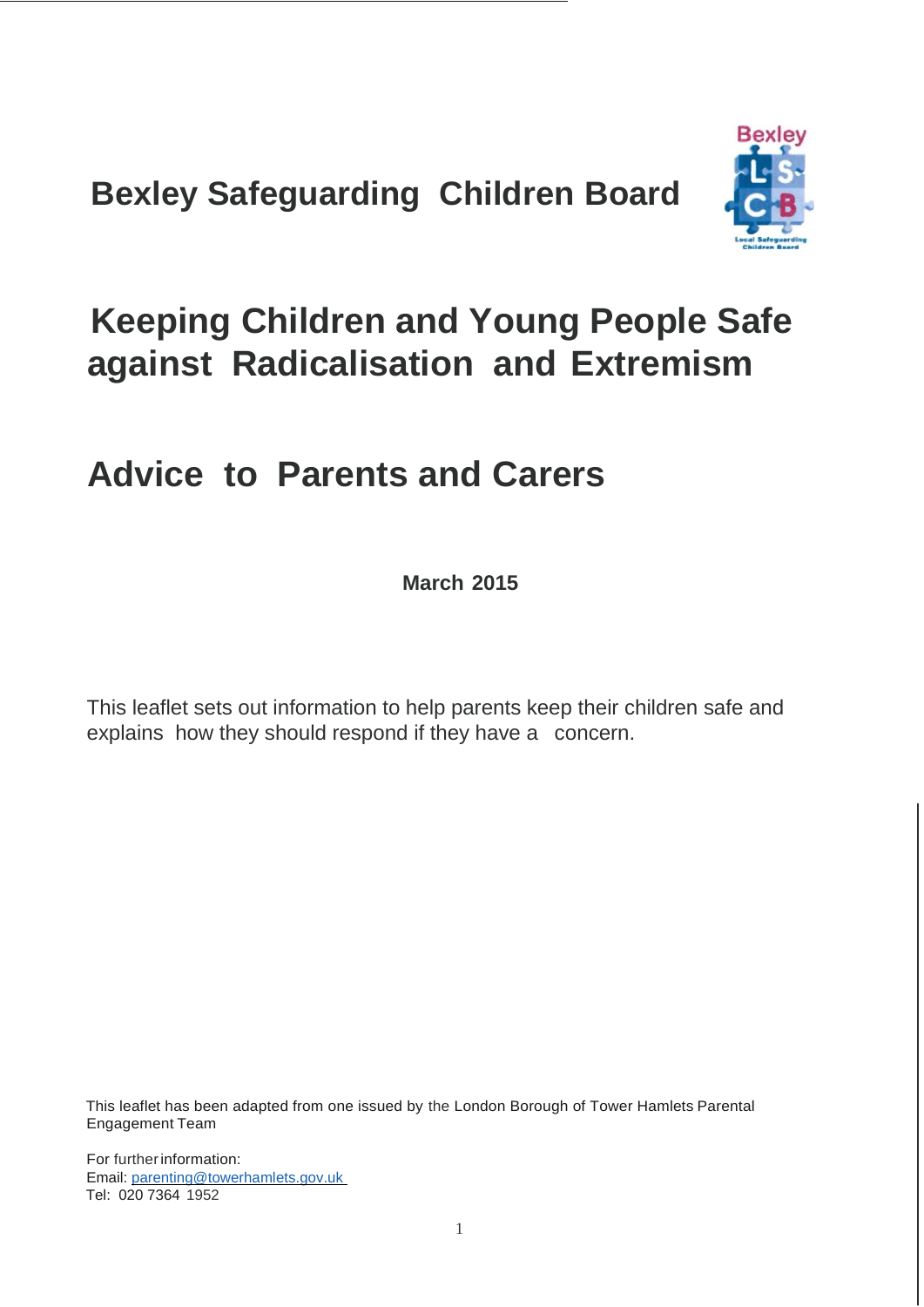# Bexley Safeguarding Children Board

# Keeping Children and Young People Safe against Radicalisation and Extremism

## Advice to Parents and Carers

**March 2015**

This leaflet sets out information to help parents keep their children safe and explains how they should respond if they have a concern.

This leaflet has been adapted from one issued by the London Borough of Tower Hamlets Parental Engagement Team

For further information:
Email: parenting@towerhamlets.gov.uk
Tel: 020 7364 1952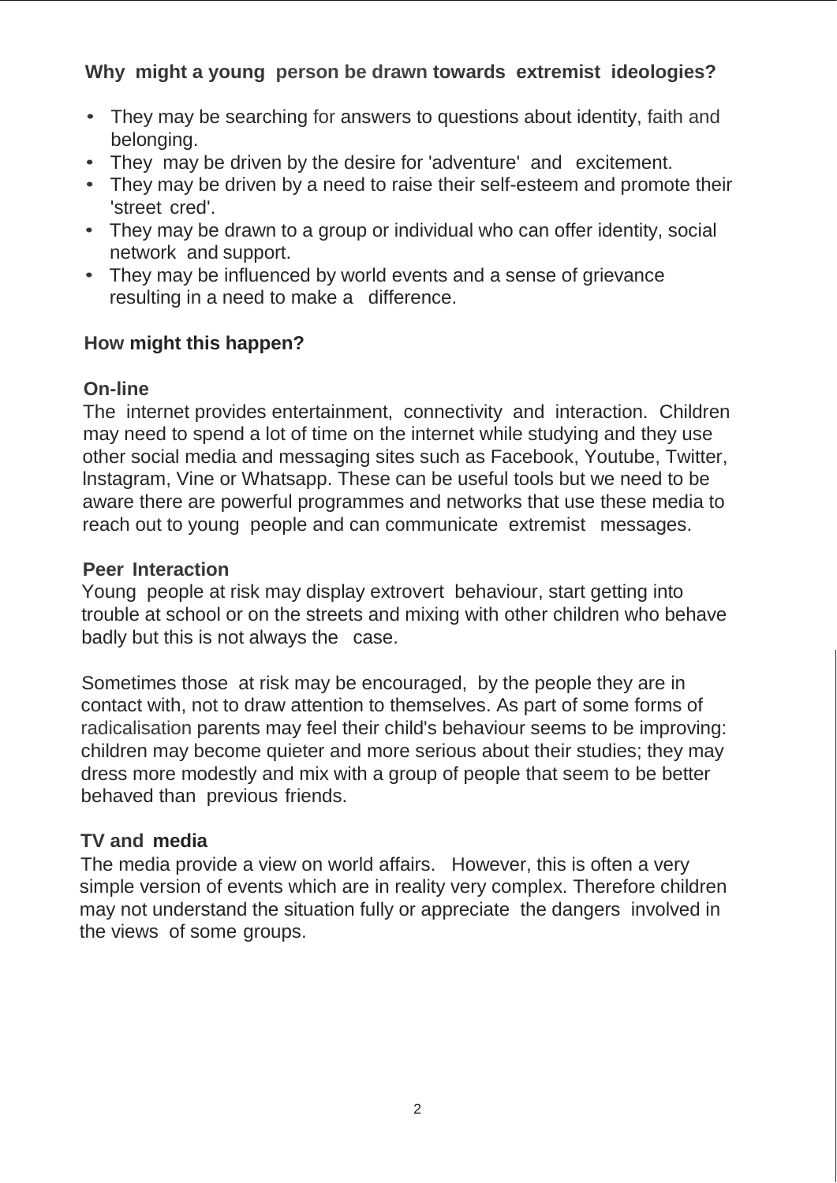## Why might a young person be drawn towards extremist ideologies?

- They may be searching for answers to questions about identity, faith and belonging.
- They may be driven by the desire for 'adventure' and excitement.
- They may be driven by a need to raise their self-esteem and promote their 'street cred'.
- They may be drawn to a group or individual who can offer identity, social network and support.
- They may be influenced by world events and a sense of grievance resulting in a need to make a difference.

## How might this happen?

### On-line

The internet provides entertainment, connectivity and interaction. Children may need to spend a lot of time on the internet while studying and they use other social media and messaging sites such as Facebook, Youtube, Twitter, lnstagram, Vine or Whatsapp. These can be useful tools but we need to be aware there are powerful programmes and networks that use these media to reach out to young people and can communicate extremist messages.

### Peer Interaction

Young people at risk may display extrovert behaviour, start getting into trouble at school or on the streets and mixing with other children who behave badly but this is not always the case.

Sometimes those at risk may be encouraged, by the people they are in contact with, not to draw attention to themselves. As part of some forms of radicalisation parents may feel their child's behaviour seems to be improving: children may become quieter and more serious about their studies; they may dress more modestly and mix with a group of people that seem to be better behaved than previous friends.

### TV and media

The media provide a view on world affairs. However, this is often a very simple version of events which are in reality very complex. Therefore children may not understand the situation fully or appreciate the dangers involved in the views of some groups.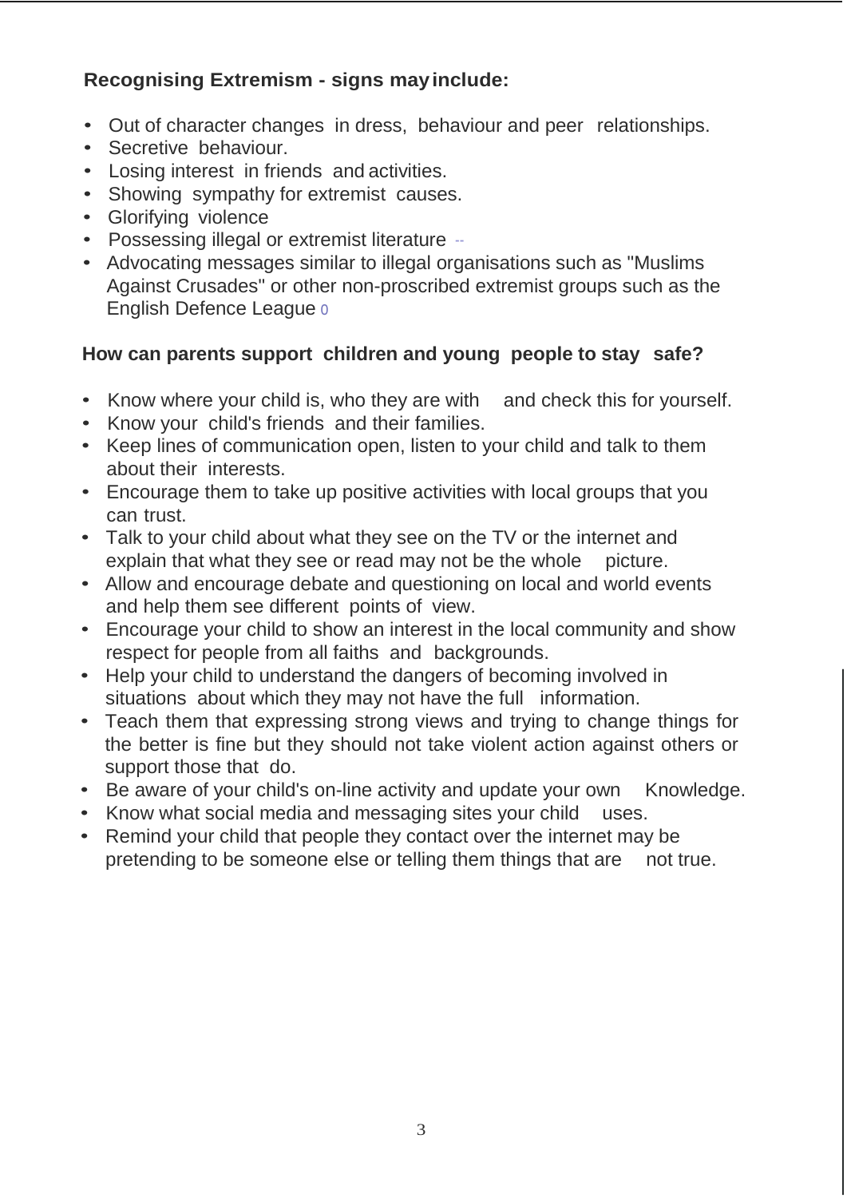**Recognising Extremism - signs may include:**

- Out of character changes in dress, behaviour and peer relationships.
- Secretive behaviour.
- Losing interest in friends and activities.
- Showing sympathy for extremist causes.
- Glorifying violence
- Possessing illegal or extremist literature
- Advocating messages similar to illegal organisations such as "Muslims Against Crusades" or other non-proscribed extremist groups such as the English Defence League

**How can parents support children and young people to stay safe?**

- Know where your child is, who they are with and check this for yourself.
- Know your child's friends and their families.
- Keep lines of communication open, listen to your child and talk to them about their interests.
- Encourage them to take up positive activities with local groups that you can trust.
- Talk to your child about what they see on the TV or the internet and explain that what they see or read may not be the whole picture.
- Allow and encourage debate and questioning on local and world events and help them see different points of view.
- Encourage your child to show an interest in the local community and show respect for people from all faiths and backgrounds.
- Help your child to understand the dangers of becoming involved in situations about which they may not have the full information.
- Teach them that expressing strong views and trying to change things for the better is fine but they should not take violent action against others or support those that do.
- Be aware of your child's on-line activity and update your own Knowledge.
- Know what social media and messaging sites your child uses.
- Remind your child that people they contact over the internet may be pretending to be someone else or telling them things that are not true.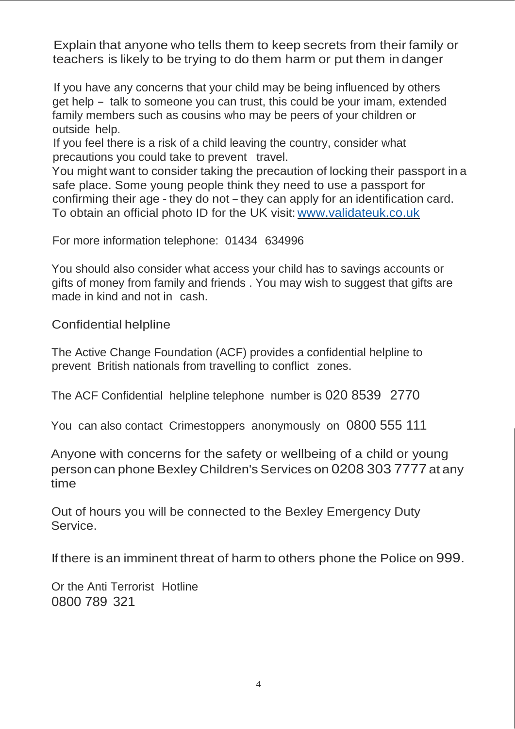Explain that anyone who tells them to keep secrets from their family or teachers is likely to be trying to do them harm or put them in danger

If you have any concerns that your child may be being influenced by others get help – talk to someone you can trust, this could be your imam, extended family members such as cousins who may be peers of your children or outside help.

If you feel there is a risk of a child leaving the country, consider what precautions you could take to prevent travel.

You might want to consider taking the precaution of locking their passport in a safe place. Some young people think they need to use a passport for confirming their age - they do not – they can apply for an identification card. To obtain an official photo ID for the UK visit: www.validateuk.co.uk

For more information telephone: 01434 634996

You should also consider what access your child has to savings accounts or gifts of money from family and friends . You may wish to suggest that gifts are made in kind and not in cash.

## Confidential helpline

The Active Change Foundation (ACF) provides a confidential helpline to prevent British nationals from travelling to conflict zones.

The ACF Confidential helpline telephone number is 020 8539 2770

You can also contact Crimestoppers anonymously on 0800 555 111

Anyone with concerns for the safety or wellbeing of a child or young person can phone Bexley Children's Services on 0208 303 7777 at any time

Out of hours you will be connected to the Bexley Emergency Duty Service.

If there is an imminent threat of harm to others phone the Police on 999.

Or the Anti Terrorist Hotline
0800 789 321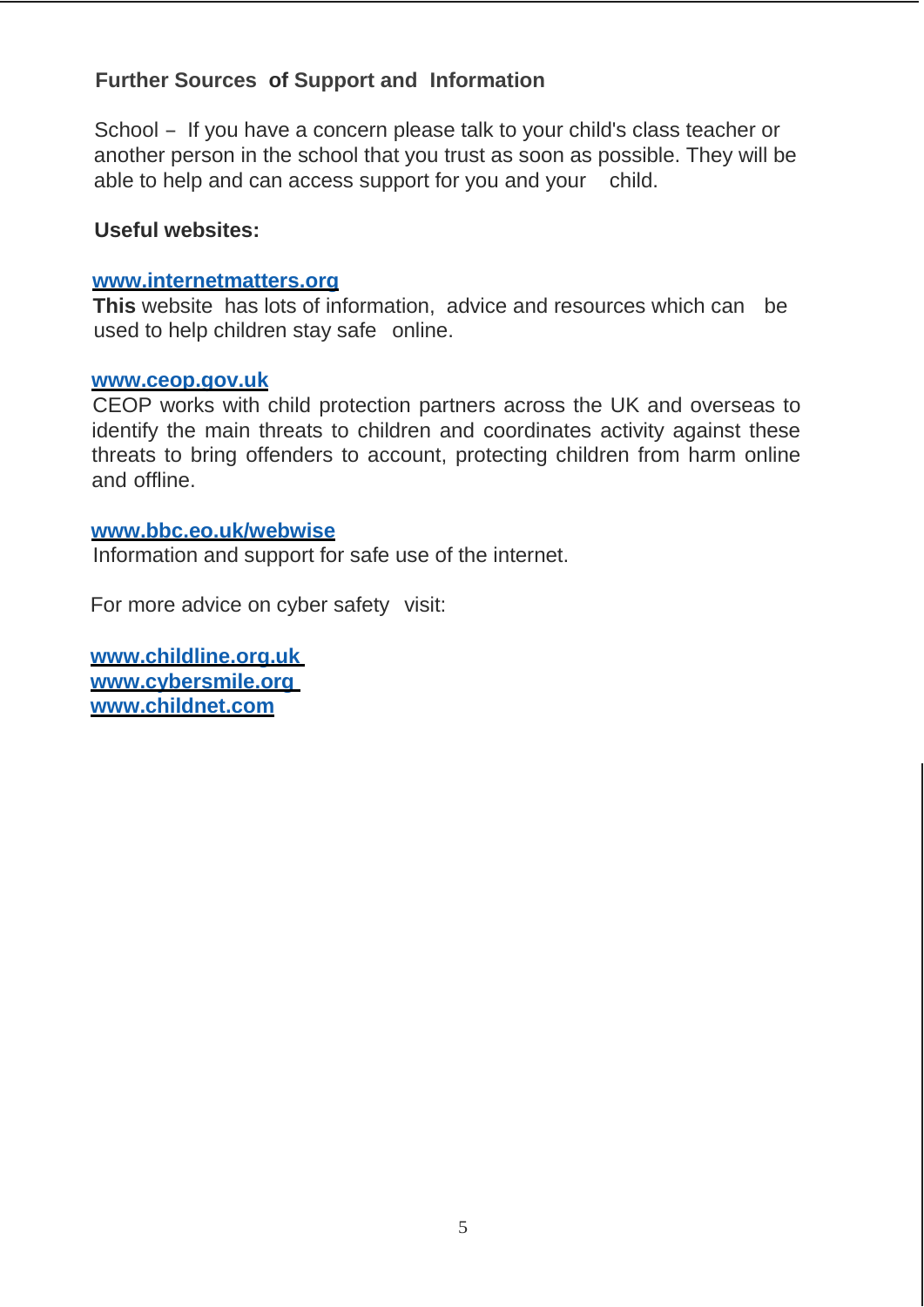**Further Sources of Support and Information**

School – If you have a concern please talk to your child's class teacher or another person in the school that you trust as soon as possible. They will be able to help and can access support for you and your child.

**Useful websites:**

**www.internetmatters.org**
**This** website has lots of information, advice and resources which can be used to help children stay safe online.

**www.ceop.gov.uk**
CEOP works with child protection partners across the UK and overseas to identify the main threats to children and coordinates activity against these threats to bring offenders to account, protecting children from harm online and offline.

**www.bbc.eo.uk/webwise**
Information and support for safe use of the internet.

For more advice on cyber safety visit:

**www.childline.org.uk**
**www.cybersmile.org**
**www.childnet.com**